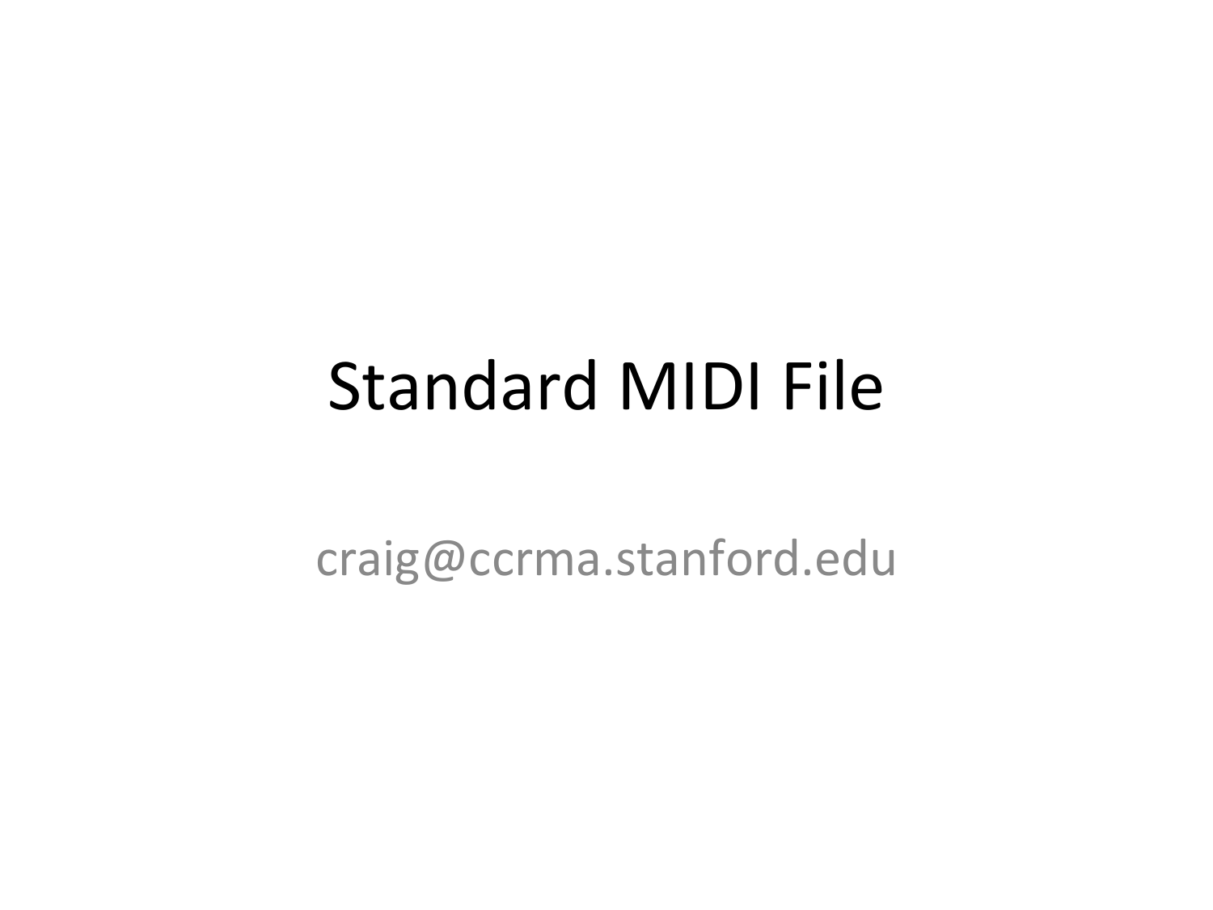# Standard MIDI File

craig@ccrma.stanford.edu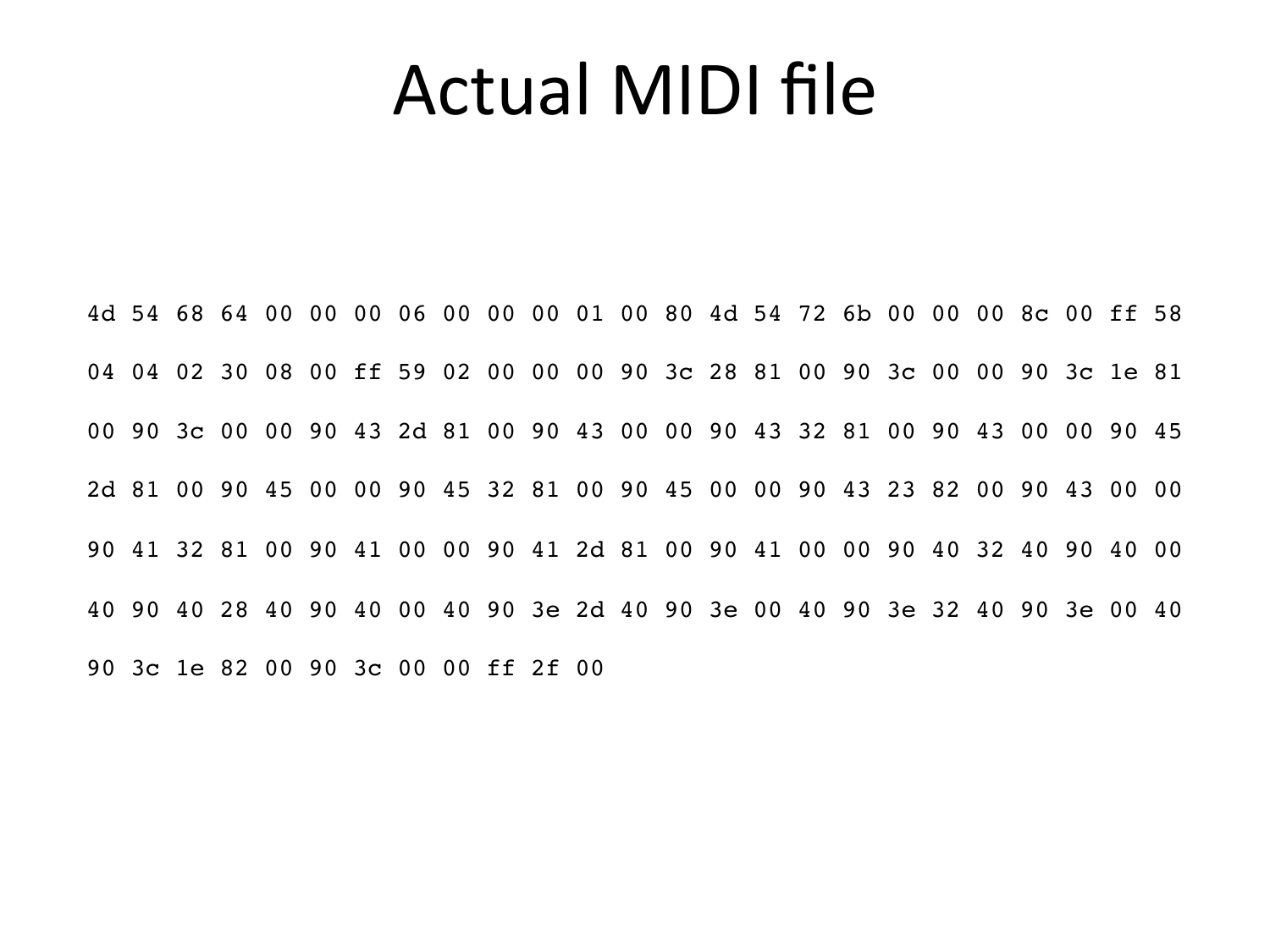# Actual MIDI file

```
4d 54 68 64 00 00 00 06 00 00 00 01 00 80 4d 54 72 6b 00 00 00 8c 00 ff 58
04 04 02 30 08 00 ff 59 02 00 00 00 90 3c 28 81 00 90 3c 00 00 90 3c 1e 81
00 90 3c 00 00 90 43 2d 81 00 90 43 00 00 90 43 32 81 00 90 43 00 00 90 45
2d 81 00 90 45 00 00 90 45 32 81 00 90 45 00 00 90 43 23 82 00 90 43 00 00
90 41 32 81 00 90 41 00 00 90 41 2d 81 00 90 41 00 00 90 40 32 40 90 40 00
40 90 40 28 40 90 40 00 40 90 3e 2d 40 90 3e 00 40 90 3e 32 40 90 3e 00 40
90 3c 1e 82 00 90 3c 00 00 ff 2f 00
```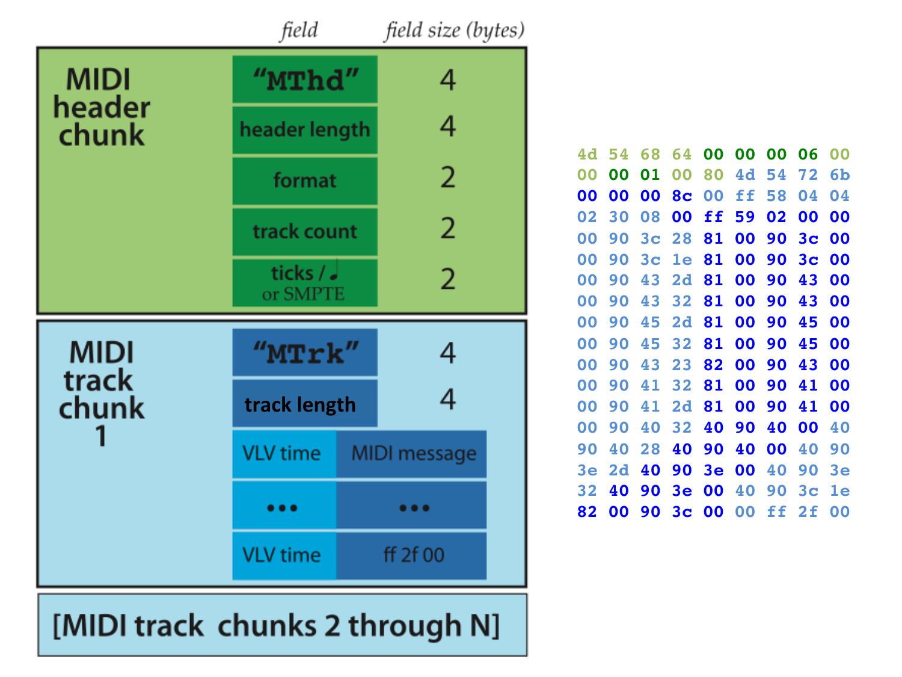| field | field size (bytes) |
| --- | --- |
| **MIDI header chunk** | |
| "MThd" | 4 |
| header length | 4 |
| format | 2 |
| track count | 2 |
| ticks / ♩ or SMPTE | 2 |
| **MIDI track chunk 1** | |
| "MTrk" | 4 |
| track length | 4 |
| VLV time / MIDI message | |
| ••• / ••• | |
| VLV time / ff 2f 00 | |
| **[MIDI track chunks 2 through N]** | |

```
4d 54 68 64 00 00 00 06 00
00 00 01 00 80 4d 54 72 6b
00 00 00 8c 00 ff 58 04 04
02 30 08 00 ff 59 02 00 00
00 90 3c 28 81 00 90 3c 00
00 90 3c 1e 81 00 90 3c 00
00 90 43 2d 81 00 90 43 00
00 90 43 32 81 00 90 43 00
00 90 45 2d 81 00 90 45 00
00 90 45 32 81 00 90 45 00
00 90 43 23 82 00 90 43 00
00 90 41 32 81 00 90 41 00
00 90 41 2d 81 00 90 41 00
00 90 40 32 40 90 40 00 40
90 40 28 40 90 40 00 40 90
3e 2d 40 90 3e 00 40 90 3e
32 40 90 3e 00 40 90 3c 1e
82 00 90 3c 00 00 ff 2f 00
```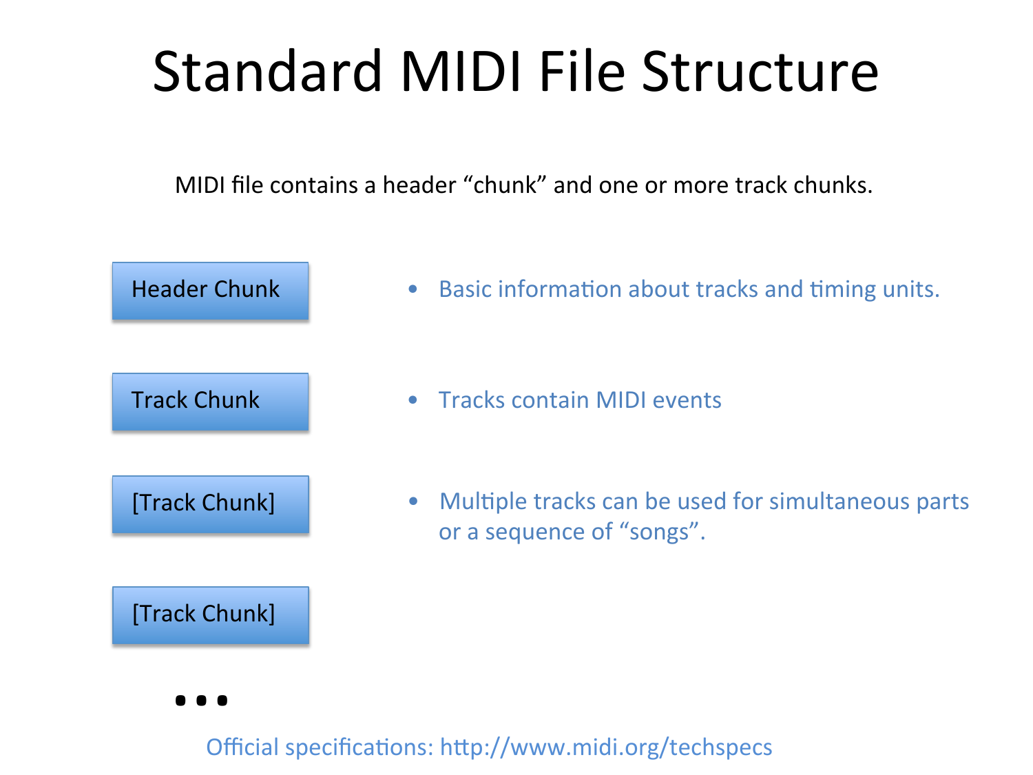# Standard MIDI File Structure

MIDI file contains a header "chunk" and one or more track chunks.

- Header Chunk
- Track Chunk
- [Track Chunk]
- [Track Chunk]
- ...

- Basic information about tracks and timing units.
- Tracks contain MIDI events
- Multiple tracks can be used for simultaneous parts or a sequence of "songs".

Official specifications: http://www.midi.org/techspecs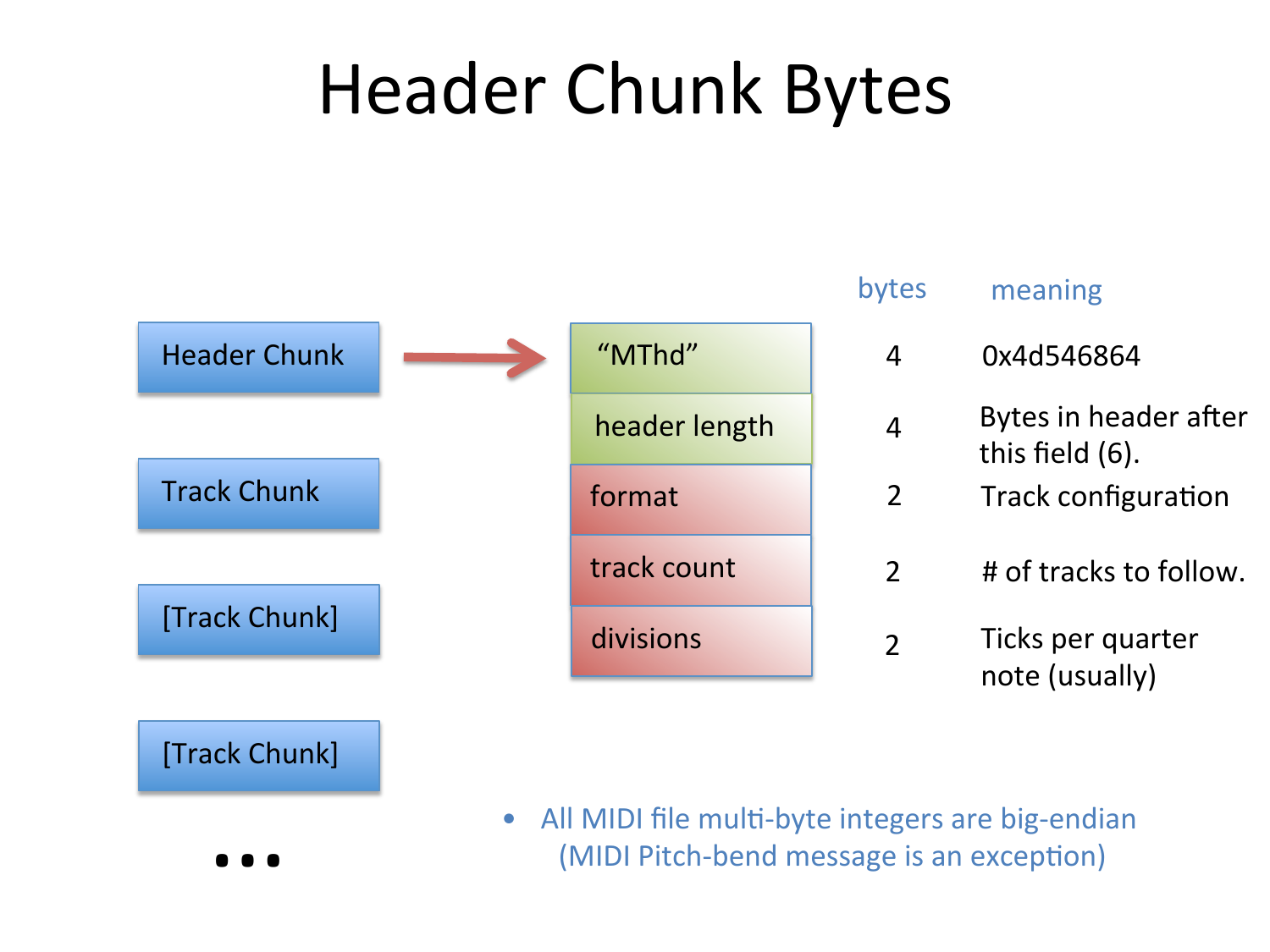# Header Chunk Bytes

- Header Chunk
- Track Chunk
- [Track Chunk]
- [Track Chunk]
- ...

| Field | bytes | meaning |
| --- | --- | --- |
| “MThd” | 4 | 0x4d546864 |
| header length | 4 | Bytes in header after this field (6). |
| format | 2 | Track configuration |
| track count | 2 | # of tracks to follow. |
| divisions | 2 | Ticks per quarter note (usually) |

- All MIDI file multi-byte integers are big-endian (MIDI Pitch-bend message is an exception)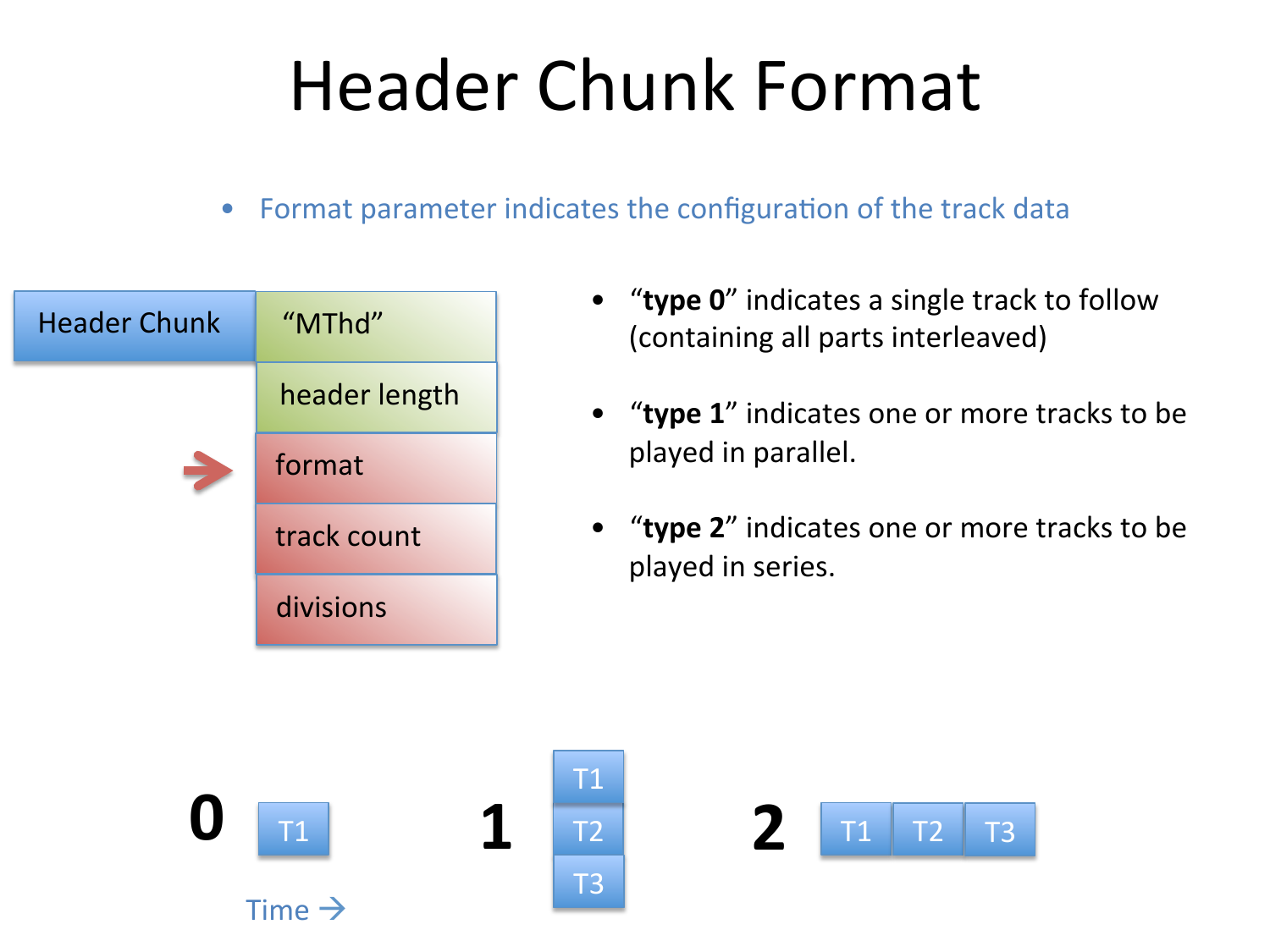# Header Chunk Format

- Format parameter indicates the configuration of the track data

| Header Chunk | |
|---|---|
| | "MThd" |
| | header length |
| → | format |
| | track count |
| | divisions |

- "**type 0**" indicates a single track to follow (containing all parts interleaved)
- "**type 1**" indicates one or more tracks to be played in parallel.
- "**type 2**" indicates one or more tracks to be played in series.

**0** T1

Time →

**1** T1 / T2 / T3

**2** T1 T2 T3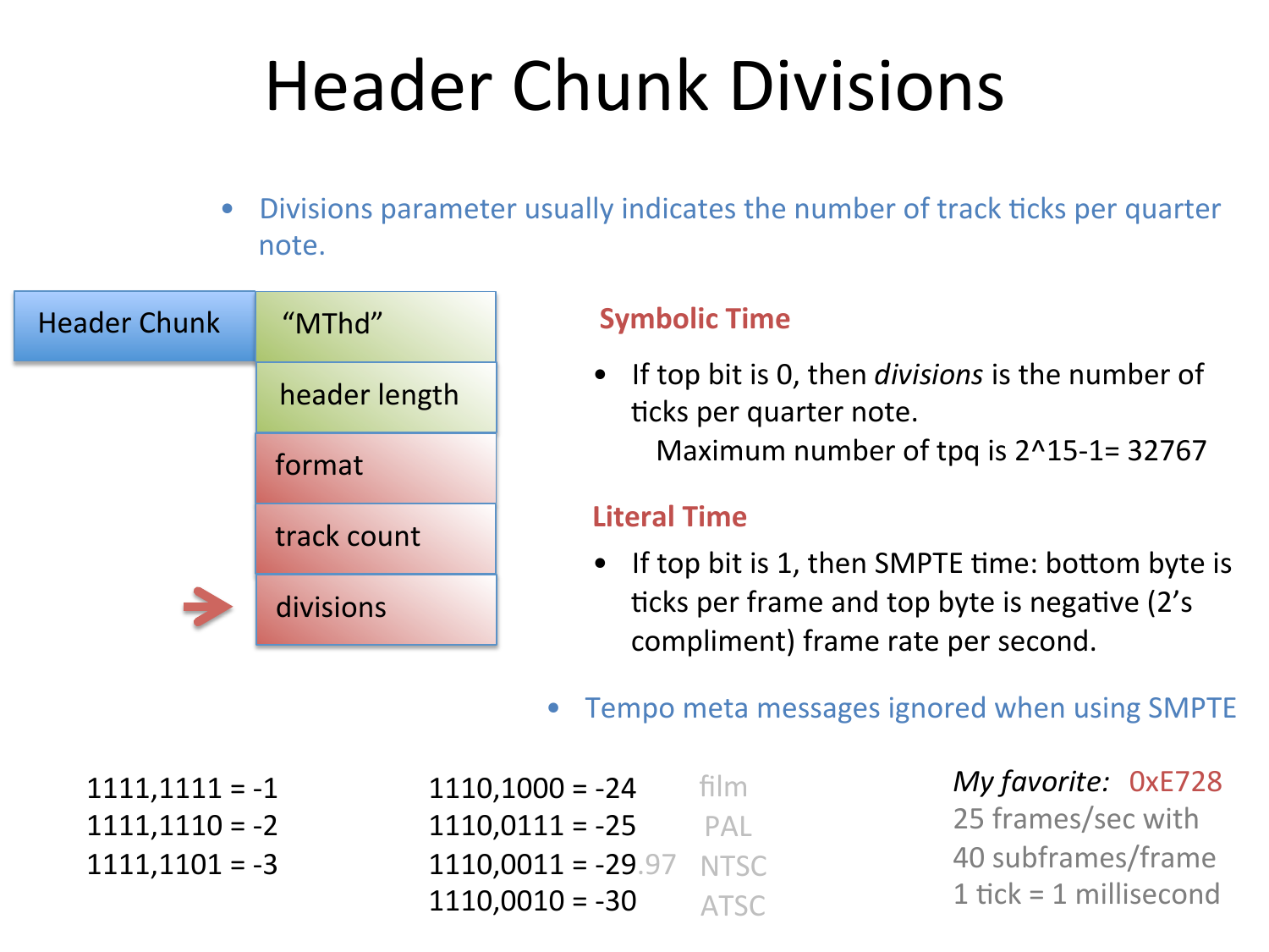# Header Chunk Divisions

- Divisions parameter usually indicates the number of track ticks per quarter note.

| Header Chunk |
|---|
| "MThd" |
| header length |
| format |
| track count |
| divisions |

### Symbolic Time

- If top bit is 0, then *divisions* is the number of ticks per quarter note.
  Maximum number of tpq is 2^15-1= 32767

### Literal Time

- If top bit is 1, then SMPTE time: bottom byte is ticks per frame and top byte is negative (2's compliment) frame rate per second.

- Tempo meta messages ignored when using SMPTE

1111,1111 = -1
1111,1110 = -2
1111,1101 = -3

| | | |
|---|---|---|
| 1110,1000 = -24 | | film |
| 1110,0111 = -25 | | PAL |
| 1110,0011 = -29.97 | | NTSC |
| 1110,0010 = -30 | | ATSC |

*My favorite:* 0xE728
25 frames/sec with
40 subframes/frame
1 tick = 1 millisecond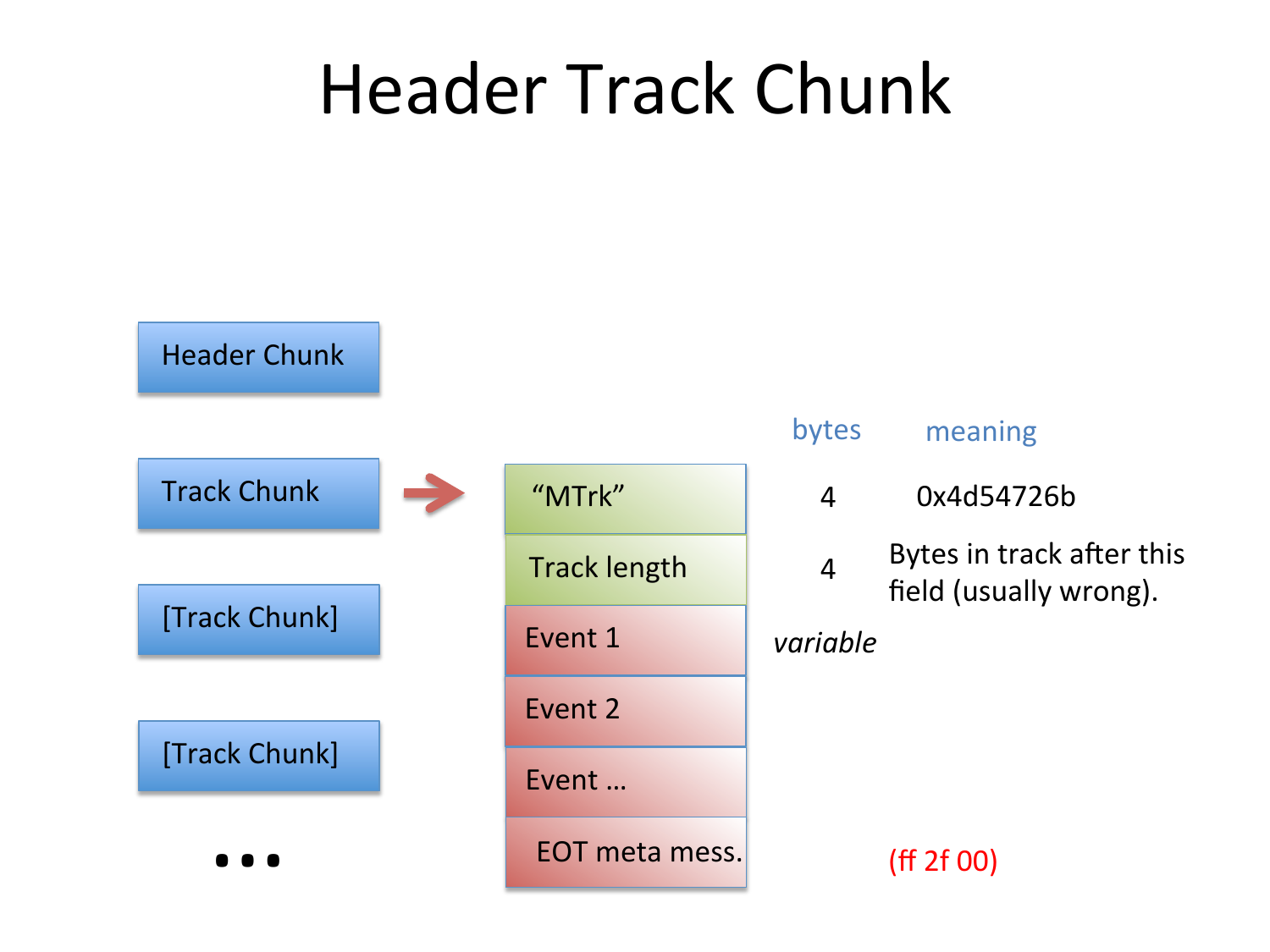# Header Track Chunk

- Header Chunk
- Track Chunk
- [Track Chunk]
- [Track Chunk]
- ...

| Track Chunk | bytes | meaning |
|---|---|---|
| "MTrk" | 4 | 0x4d54726b |
| Track length | 4 | Bytes in track after this field (usually wrong). |
| Event 1 | *variable* | |
| Event 2 | | |
| Event … | | |
| EOT meta mess. | | (ff 2f 00) |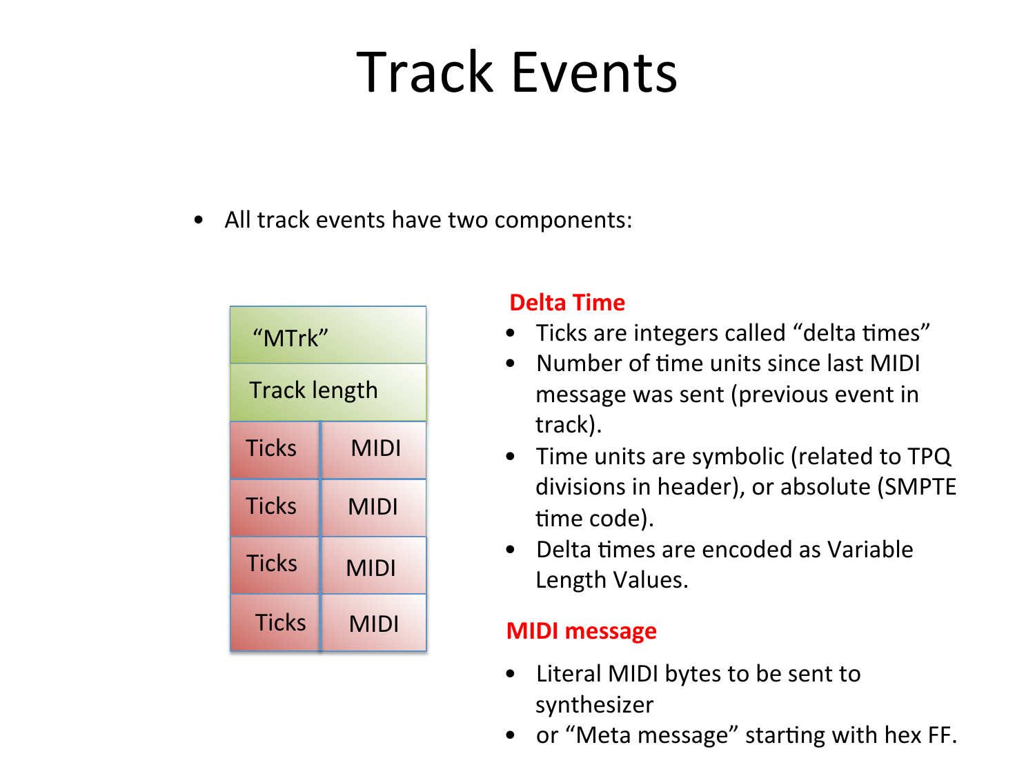# Track Events

- All track events have two components:

| "MTrk" | |
|---|---|
| Track length | |
| Ticks | MIDI |
| Ticks | MIDI |
| Ticks | MIDI |
| Ticks | MIDI |

**Delta Time**

- Ticks are integers called "delta times"
- Number of time units since last MIDI message was sent (previous event in track).
- Time units are symbolic (related to TPQ divisions in header), or absolute (SMPTE time code).
- Delta times are encoded as Variable Length Values.

**MIDI message**

- Literal MIDI bytes to be sent to synthesizer
- or "Meta message" starting with hex FF.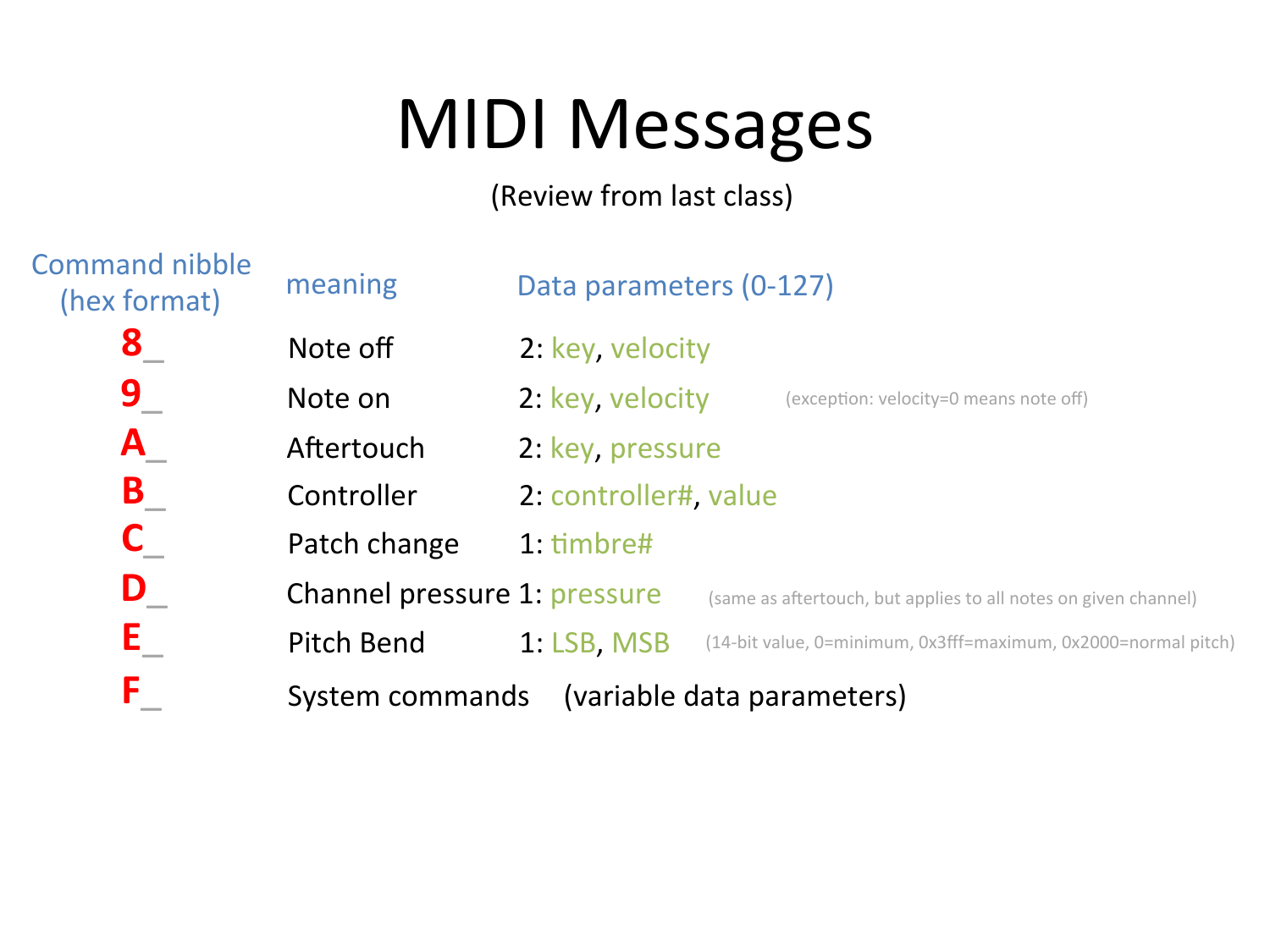# MIDI Messages

(Review from last class)

| Command nibble (hex format) | meaning | Data parameters (0-127) | |
|---|---|---|---|
| 8_ | Note off | 2: key, velocity | |
| 9_ | Note on | 2: key, velocity | (exception: velocity=0 means note off) |
| A_ | Aftertouch | 2: key, pressure | |
| B_ | Controller | 2: controller#, value | |
| C_ | Patch change | 1: timbre# | |
| D_ | Channel pressure | 1: pressure | (same as aftertouch, but applies to all notes on given channel) |
| E_ | Pitch Bend | 1: LSB, MSB | (14-bit value, 0=minimum, 0x3fff=maximum, 0x2000=normal pitch) |
| F_ | System commands | (variable data parameters) | |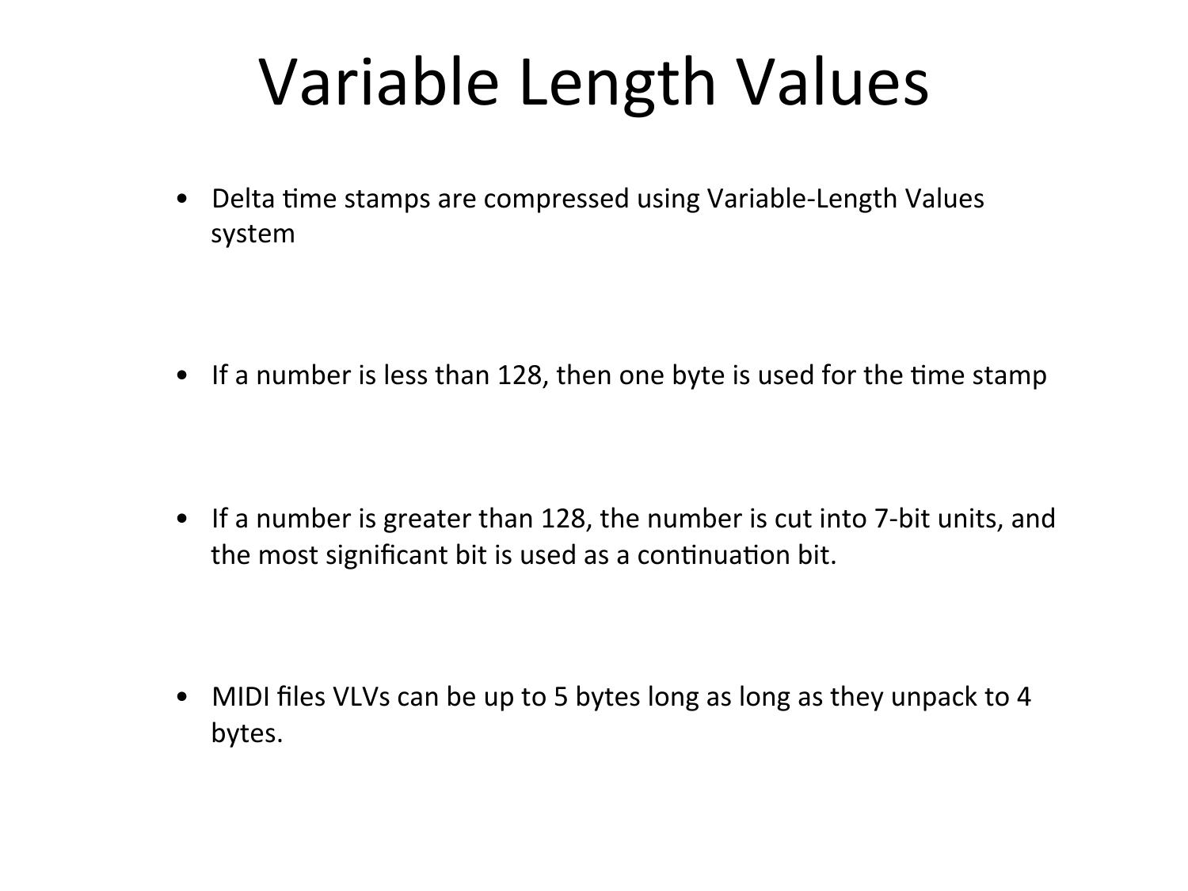# Variable Length Values

- Delta time stamps are compressed using Variable-Length Values system

- If a number is less than 128, then one byte is used for the time stamp

- If a number is greater than 128, the number is cut into 7-bit units, and the most significant bit is used as a continuation bit.

- MIDI files VLVs can be up to 5 bytes long as long as they unpack to 4 bytes.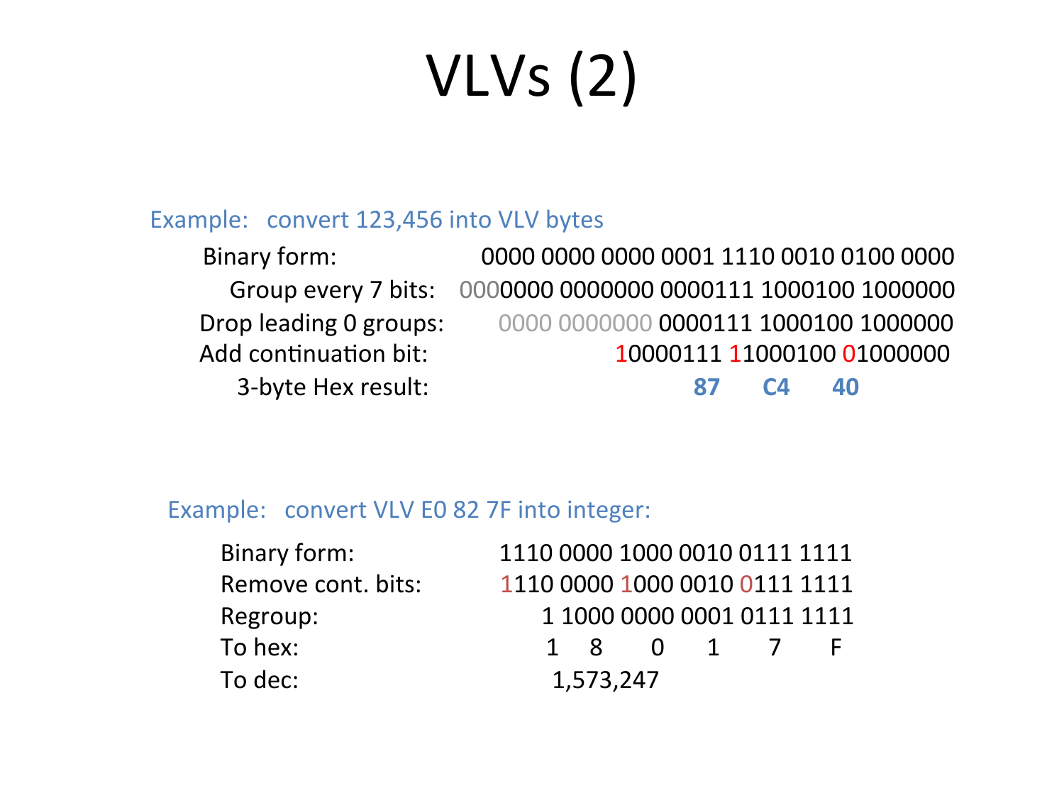# VLVs (2)

Example: convert 123,456 into VLV bytes

| | |
|---|---|
| Binary form: | 0000 0000 0000 0001 1110 0010 0100 0000 |
| Group every 7 bits: | 0000000 0000000 0000111 1000100 1000000 |
| Drop leading 0 groups: | 0000 0000000 0000111 1000100 1000000 |
| Add continuation bit: | 10000111 11000100 01000000 |
| 3-byte Hex result: | **87 C4 40** |

Example: convert VLV E0 82 7F into integer:

| | |
|---|---|
| Binary form: | 1110 0000 1000 0010 0111 1111 |
| Remove cont. bits: | 1110 0000 1000 0010 0111 1111 |
| Regroup: | 1 1000 0000 0001 0111 1111 |
| To hex: | 1 8 0 1 7 F |
| To dec: | 1,573,247 |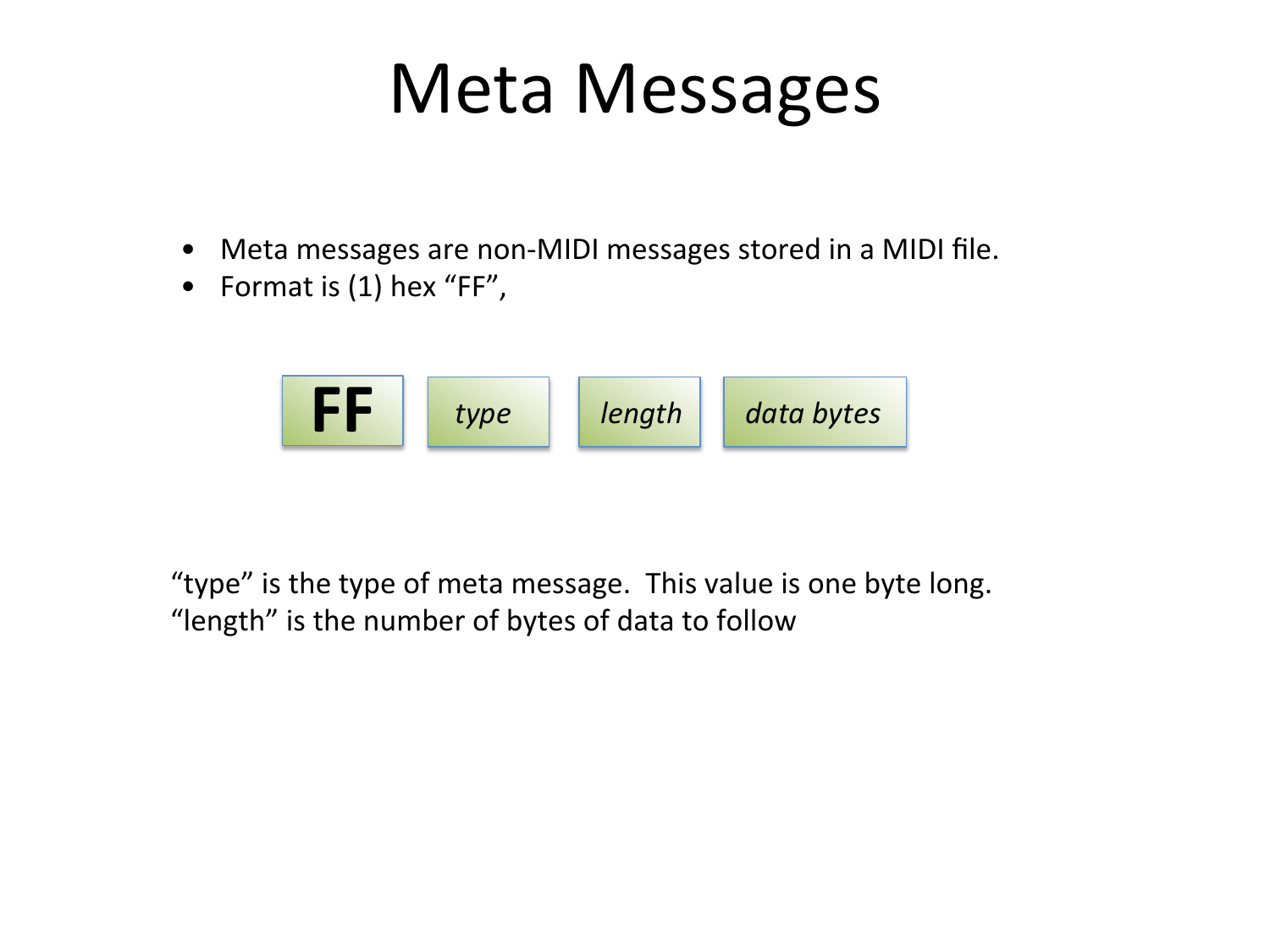# Meta Messages

- Meta messages are non-MIDI messages stored in a MIDI file.
- Format is (1) hex "FF",

| **FF** | *type* | *length* | *data bytes* |
|---|---|---|---|

"type" is the type of meta message. This value is one byte long.
"length" is the number of bytes of data to follow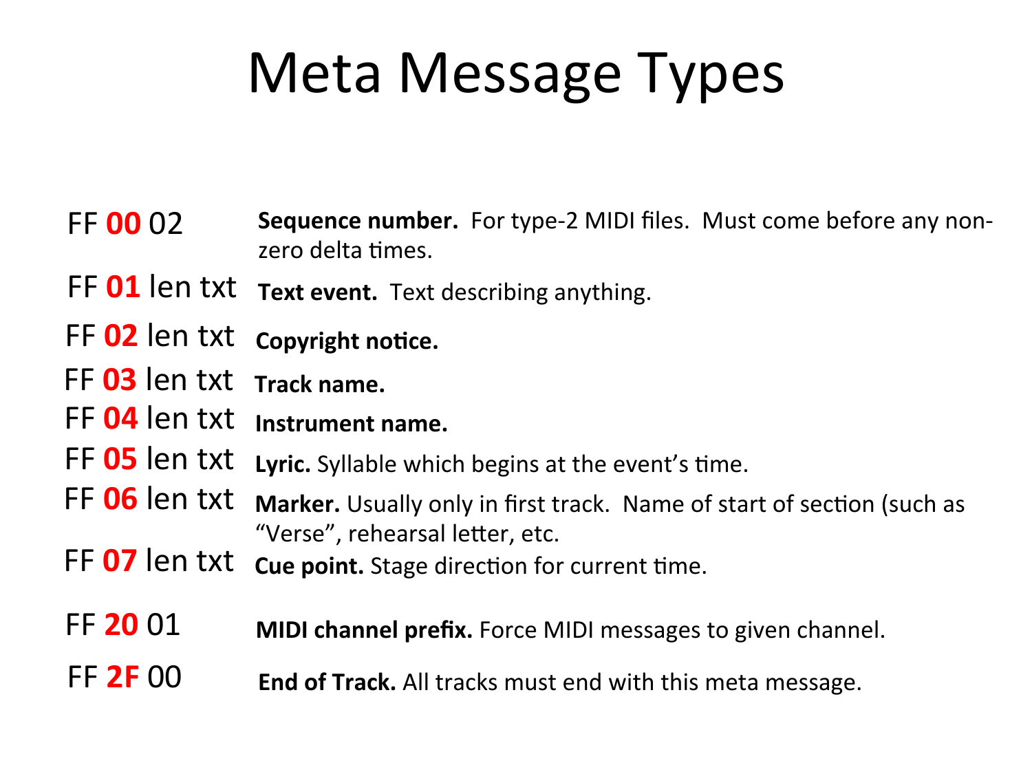# Meta Message Types

| | |
|---|---|
| FF **00** 02 | **Sequence number.** For type-2 MIDI files. Must come before any non-zero delta times. |
| FF **01** len txt | **Text event.** Text describing anything. |
| FF **02** len txt | **Copyright notice.** |
| FF **03** len txt | **Track name.** |
| FF **04** len txt | **Instrument name.** |
| FF **05** len txt | **Lyric.** Syllable which begins at the event's time. |
| FF **06** len txt | **Marker.** Usually only in first track. Name of start of section (such as "Verse", rehearsal letter, etc. |
| FF **07** len txt | **Cue point.** Stage direction for current time. |
| FF **20** 01 | **MIDI channel prefix.** Force MIDI messages to given channel. |
| FF **2F** 00 | **End of Track.** All tracks must end with this meta message. |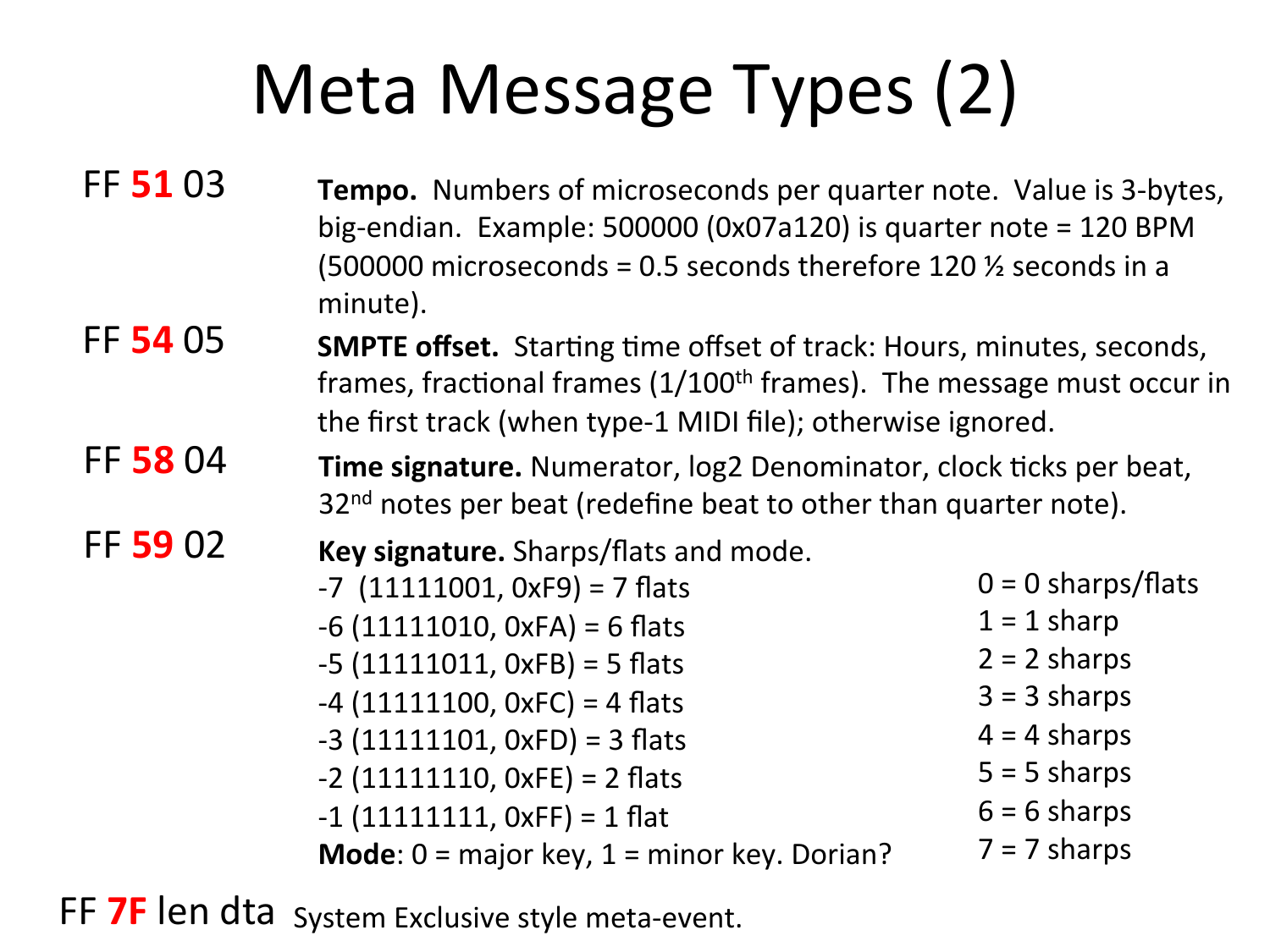# Meta Message Types (2)

**FF 51 03** — **Tempo.** Numbers of microseconds per quarter note. Value is 3-bytes, big-endian. Example: 500000 (0x07a120) is quarter note = 120 BPM (500000 microseconds = 0.5 seconds therefore 120 ½ seconds in a minute).

**FF 54 05** — **SMPTE offset.** Starting time offset of track: Hours, minutes, seconds, frames, fractional frames (1/100th frames). The message must occur in the first track (when type-1 MIDI file); otherwise ignored.

**FF 58 04** — **Time signature.** Numerator, log2 Denominator, clock ticks per beat, 32nd notes per beat (redefine beat to other than quarter note).

**FF 59 02** — **Key signature.** Sharps/flats and mode.

- -7 (11111001, 0xF9) = 7 flats
- -6 (11111010, 0xFA) = 6 flats
- -5 (11111011, 0xFB) = 5 flats
- -4 (11111100, 0xFC) = 4 flats
- -3 (11111101, 0xFD) = 3 flats
- -2 (11111110, 0xFE) = 2 flats
- -1 (11111111, 0xFF) = 1 flat
- 0 = 0 sharps/flats
- 1 = 1 sharp
- 2 = 2 sharps
- 3 = 3 sharps
- 4 = 4 sharps
- 5 = 5 sharps
- 6 = 6 sharps
- 7 = 7 sharps

**Mode**: 0 = major key, 1 = minor key. Dorian?

**FF 7F len dta** — System Exclusive style meta-event.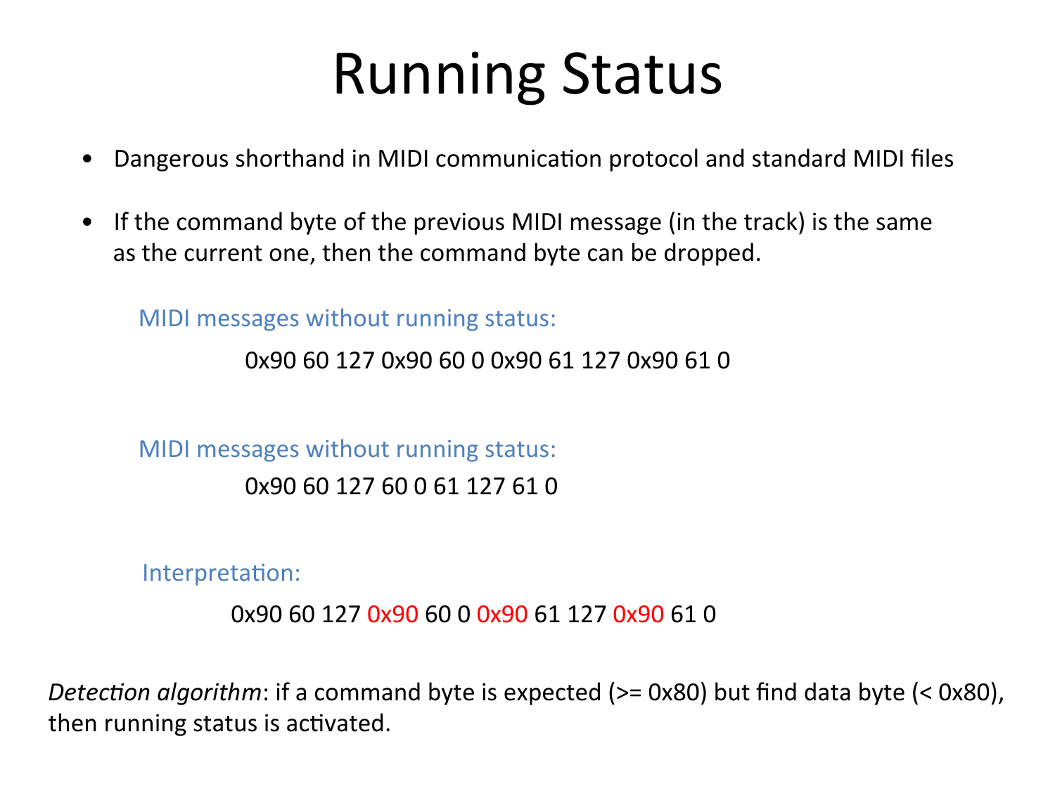# Running Status

- Dangerous shorthand in MIDI communication protocol and standard MIDI files
- If the command byte of the previous MIDI message (in the track) is the same as the current one, then the command byte can be dropped.

MIDI messages without running status:

0x90 60 127 0x90 60 0 0x90 61 127 0x90 61 0

MIDI messages without running status:

0x90 60 127 60 0 61 127 61 0

Interpretation:

0x90 60 127 0x90 60 0 0x90 61 127 0x90 61 0

*Detection algorithm*: if a command byte is expected (>= 0x80) but find data byte (< 0x80), then running status is activated.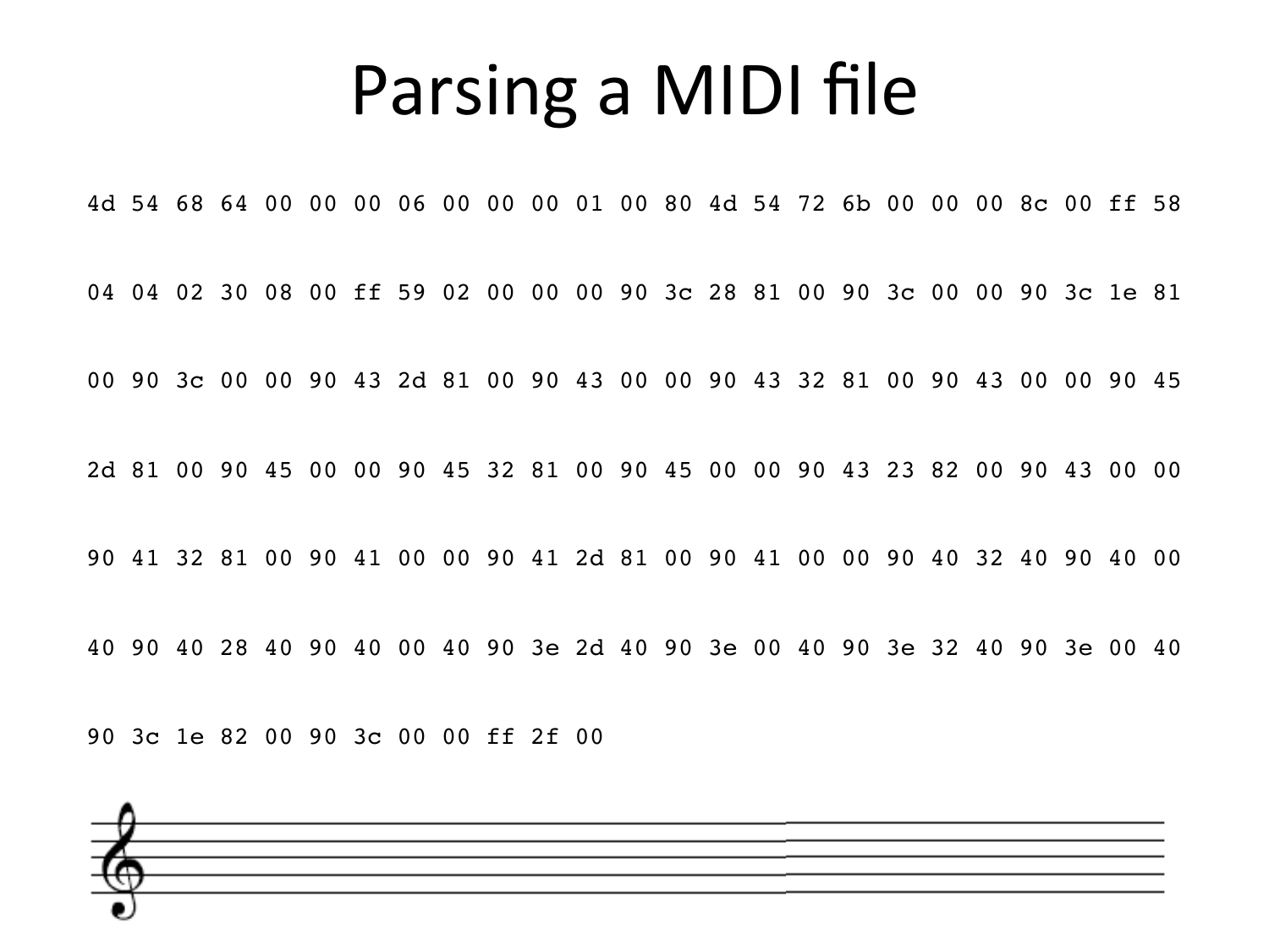# Parsing a MIDI file

```
4d 54 68 64 00 00 00 06 00 00 00 01 00 80 4d 54 72 6b 00 00 00 8c 00 ff 58

04 04 02 30 08 00 ff 59 02 00 00 00 90 3c 28 81 00 90 3c 00 00 90 3c 1e 81

00 90 3c 00 00 90 43 2d 81 00 90 43 00 00 90 43 32 81 00 90 43 00 00 90 45

2d 81 00 90 45 00 00 90 45 32 81 00 90 45 00 00 90 43 23 82 00 90 43 00 00

90 41 32 81 00 90 41 00 00 90 41 2d 81 00 90 41 00 00 90 40 32 40 90 40 00

40 90 40 28 40 90 40 00 40 90 3e 2d 40 90 3e 00 40 90 3e 32 40 90 3e 00 40

90 3c 1e 82 00 90 3c 00 00 ff 2f 00
```